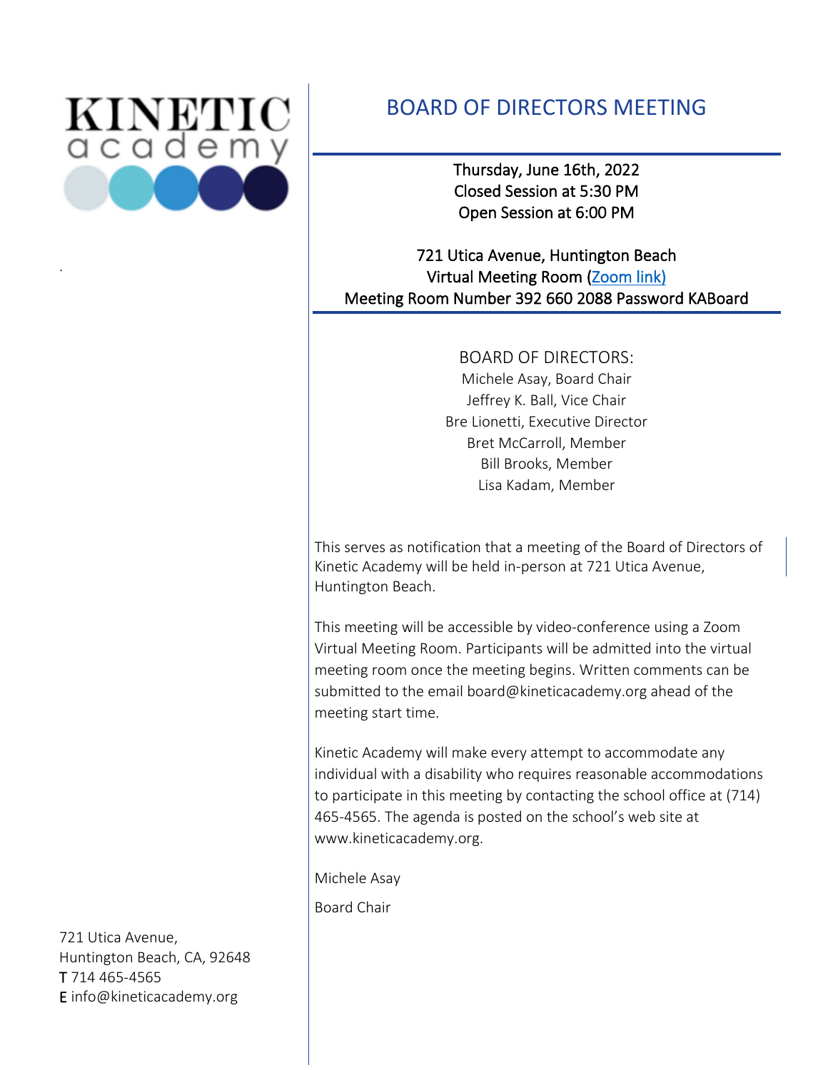KINETIC academy

# BOARD OF DIRECTORS MEETING

Thursday, June 16th, 2022
Closed Session at 5:30 PM
Open Session at 6:00 PM

721 Utica Avenue, Huntington Beach
Virtual Meeting Room (Zoom link)
Meeting Room Number 392 660 2088 Password KABoard

BOARD OF DIRECTORS:
Michele Asay, Board Chair
Jeffrey K. Ball, Vice Chair
Bre Lionetti, Executive Director
Bret McCarroll, Member
Bill Brooks, Member
Lisa Kadam, Member

This serves as notification that a meeting of the Board of Directors of Kinetic Academy will be held in-person at 721 Utica Avenue, Huntington Beach.

This meeting will be accessible by video-conference using a Zoom Virtual Meeting Room. Participants will be admitted into the virtual meeting room once the meeting begins. Written comments can be submitted to the email board@kineticacademy.org ahead of the meeting start time.

Kinetic Academy will make every attempt to accommodate any individual with a disability who requires reasonable accommodations to participate in this meeting by contacting the school office at (714) 465-4565. The agenda is posted on the school's web site at www.kineticacademy.org.

Michele Asay

Board Chair

721 Utica Avenue,
Huntington Beach, CA, 92648
T 714 465-4565
E info@kineticacademy.org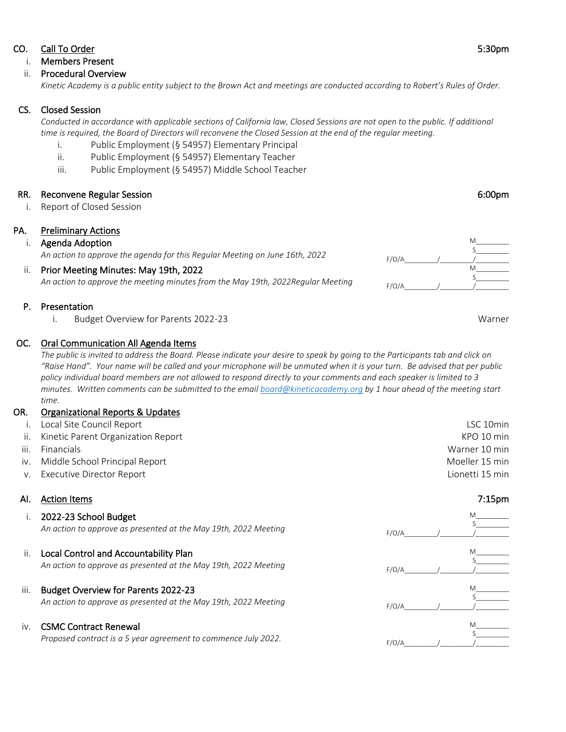## CO. Call To Order — 5:30pm

i. **Members Present**

ii. **Procedural Overview**

*Kinetic Academy is a public entity subject to the Brown Act and meetings are conducted according to Robert's Rules of Order.*

## CS. Closed Session

*Conducted in accordance with applicable sections of California law, Closed Sessions are not open to the public. If additional time is required, the Board of Directors will reconvene the Closed Session at the end of the regular meeting.*

i. Public Employment (§ 54957) Elementary Principal

ii. Public Employment (§ 54957) Elementary Teacher

iii. Public Employment (§ 54957) Middle School Teacher

## RR. Reconvene Regular Session — 6:00pm

i. Report of Closed Session

## PA. Preliminary Actions

i. **Agenda Adoption**

*An action to approve the agenda for this Regular Meeting on June 16th, 2022*

M________ S________ F/O/A________/________/________

ii. **Prior Meeting Minutes: May 19th, 2022**

*An action to approve the meeting minutes from the May 19th, 2022Regular Meeting*

M________ S________ F/O/A________/________/________

## P. Presentation

i. Budget Overview for Parents 2022-23 — Warner

## OC. Oral Communication All Agenda Items

*The public is invited to address the Board. Please indicate your desire to speak by going to the Participants tab and click on "Raise Hand". Your name will be called and your microphone will be unmuted when it is your turn. Be advised that per public policy individual board members are not allowed to respond directly to your comments and each speaker is limited to 3 minutes. Written comments can be submitted to the email board@kineticacademy.org by 1 hour ahead of the meeting start time.*

## OR. Organizational Reports & Updates

| | Item | Presenter / Time |
|---|---|---|
| i. | Local Site Council Report | LSC 10min |
| ii. | Kinetic Parent Organization Report | KPO 10 min |
| iii. | Financials | Warner 10 min |
| iv. | Middle School Principal Report | Moeller 15 min |
| v. | Executive Director Report | Lionetti 15 min |

## AI. Action Items — 7:15pm

i. **2022-23 School Budget**

*An action to approve as presented at the May 19th, 2022 Meeting*

M________ S________ F/O/A________/________/________

ii. **Local Control and Accountability Plan**

*An action to approve as presented at the May 19th, 2022 Meeting*

M________ S________ F/O/A________/________/________

iii. **Budget Overview for Parents 2022-23**

*An action to approve as presented at the May 19th, 2022 Meeting*

M________ S________ F/O/A________/________/________

iv. **CSMC Contract Renewal**

*Proposed contract is a 5 year agreement to commence July 2022.*

M________ S________ F/O/A________/________/________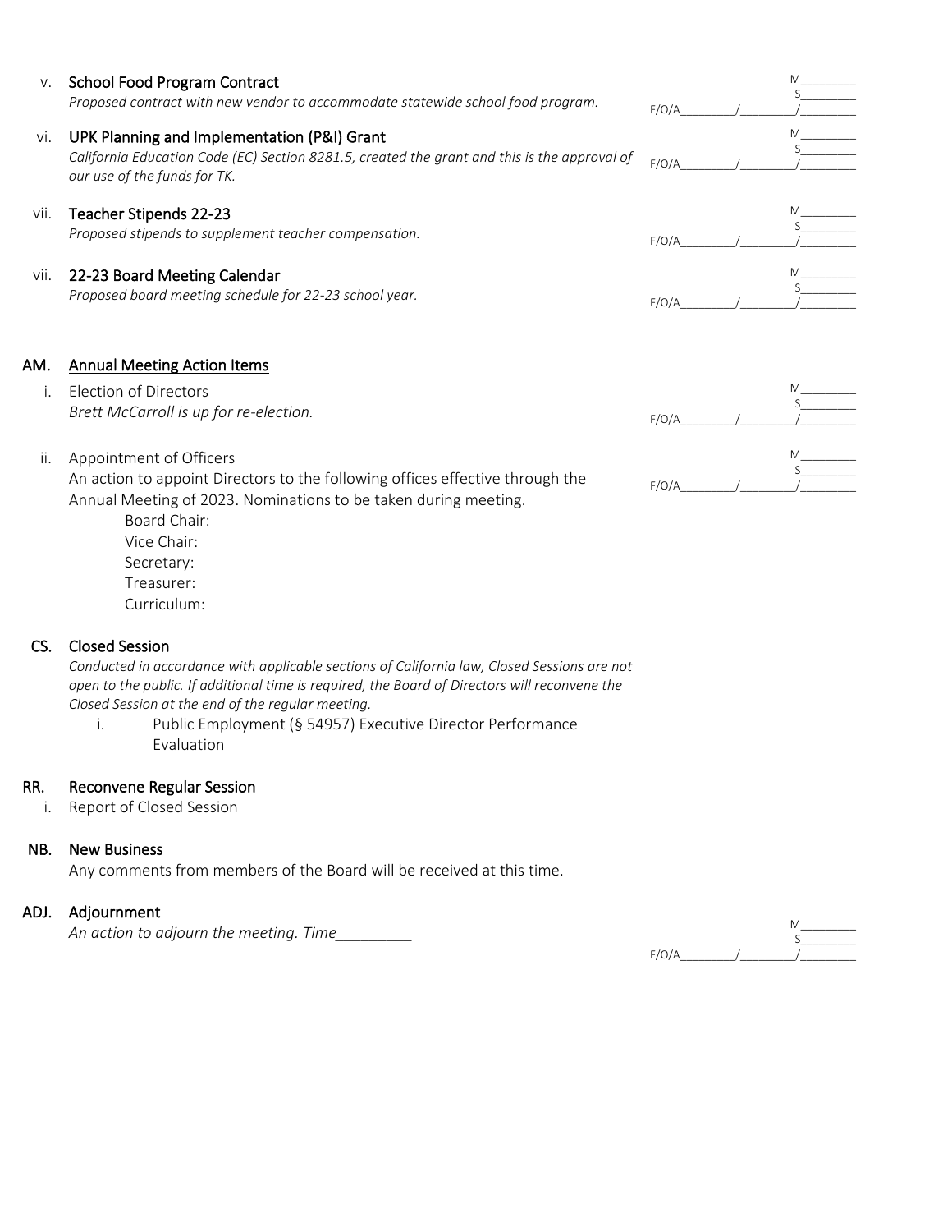v. **School Food Program Contract**
*Proposed contract with new vendor to accommodate statewide school food program.*

M________
S________
F/O/A________/________/________

vi. **UPK Planning and Implementation (P&I) Grant**
*California Education Code (EC) Section 8281.5, created the grant and this is the approval of our use of the funds for TK.*

M________
S________
F/O/A________/________/________

vii. **Teacher Stipends 22-23**
*Proposed stipends to supplement teacher compensation.*

M________
S________
F/O/A________/________/________

vii. **22-23 Board Meeting Calendar**
*Proposed board meeting schedule for 22-23 school year.*

M________
S________
F/O/A________/________/________

## AM. Annual Meeting Action Items

i. Election of Directors
*Brett McCarroll is up for re-election.*

M________
S________
F/O/A________/________/________

ii. Appointment of Officers
An action to appoint Directors to the following offices effective through the Annual Meeting of 2023. Nominations to be taken during meeting.

Board Chair:
Vice Chair:
Secretary:
Treasurer:
Curriculum:

M________
S________
F/O/A________/________/________

## CS. Closed Session

*Conducted in accordance with applicable sections of California law, Closed Sessions are not open to the public. If additional time is required, the Board of Directors will reconvene the Closed Session at the end of the regular meeting.*

i. Public Employment (§ 54957) Executive Director Performance Evaluation

## RR. Reconvene Regular Session

i. Report of Closed Session

## NB. New Business

Any comments from members of the Board will be received at this time.

## ADJ. Adjournment

*An action to adjourn the meeting. Time_________*

M________
S________
F/O/A________/________/________